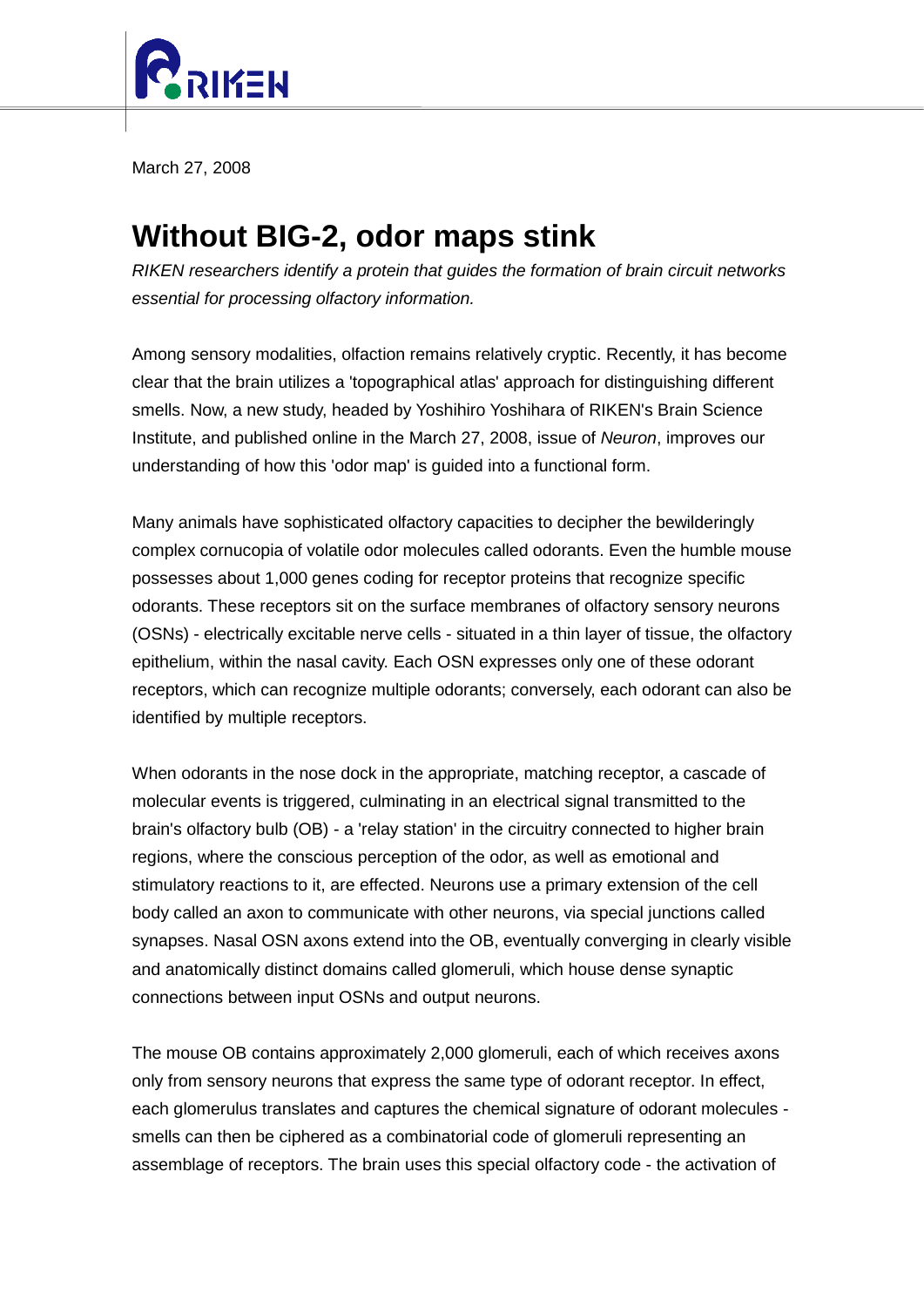March 27, 2008

# Without BIG-2, odor maps stink

*RIKEN researchers identify a protein that guides the formation of brain circuit networks essential for processing olfactory information.*

Among sensory modalities, olfaction remains relatively cryptic. Recently, it has become clear that the brain utilizes a 'topographical atlas' approach for distinguishing different smells. Now, a new study, headed by Yoshihiro Yoshihara of RIKEN's Brain Science Institute, and published online in the March 27, 2008, issue of *Neuron*, improves our understanding of how this 'odor map' is guided into a functional form.

Many animals have sophisticated olfactory capacities to decipher the bewilderingly complex cornucopia of volatile odor molecules called odorants. Even the humble mouse possesses about 1,000 genes coding for receptor proteins that recognize specific odorants. These receptors sit on the surface membranes of olfactory sensory neurons (OSNs) - electrically excitable nerve cells - situated in a thin layer of tissue, the olfactory epithelium, within the nasal cavity. Each OSN expresses only one of these odorant receptors, which can recognize multiple odorants; conversely, each odorant can also be identified by multiple receptors.

When odorants in the nose dock in the appropriate, matching receptor, a cascade of molecular events is triggered, culminating in an electrical signal transmitted to the brain's olfactory bulb (OB) - a 'relay station' in the circuitry connected to higher brain regions, where the conscious perception of the odor, as well as emotional and stimulatory reactions to it, are effected. Neurons use a primary extension of the cell body called an axon to communicate with other neurons, via special junctions called synapses. Nasal OSN axons extend into the OB, eventually converging in clearly visible and anatomically distinct domains called glomeruli, which house dense synaptic connections between input OSNs and output neurons.

The mouse OB contains approximately 2,000 glomeruli, each of which receives axons only from sensory neurons that express the same type of odorant receptor. In effect, each glomerulus translates and captures the chemical signature of odorant molecules - smells can then be ciphered as a combinatorial code of glomeruli representing an assemblage of receptors. The brain uses this special olfactory code - the activation of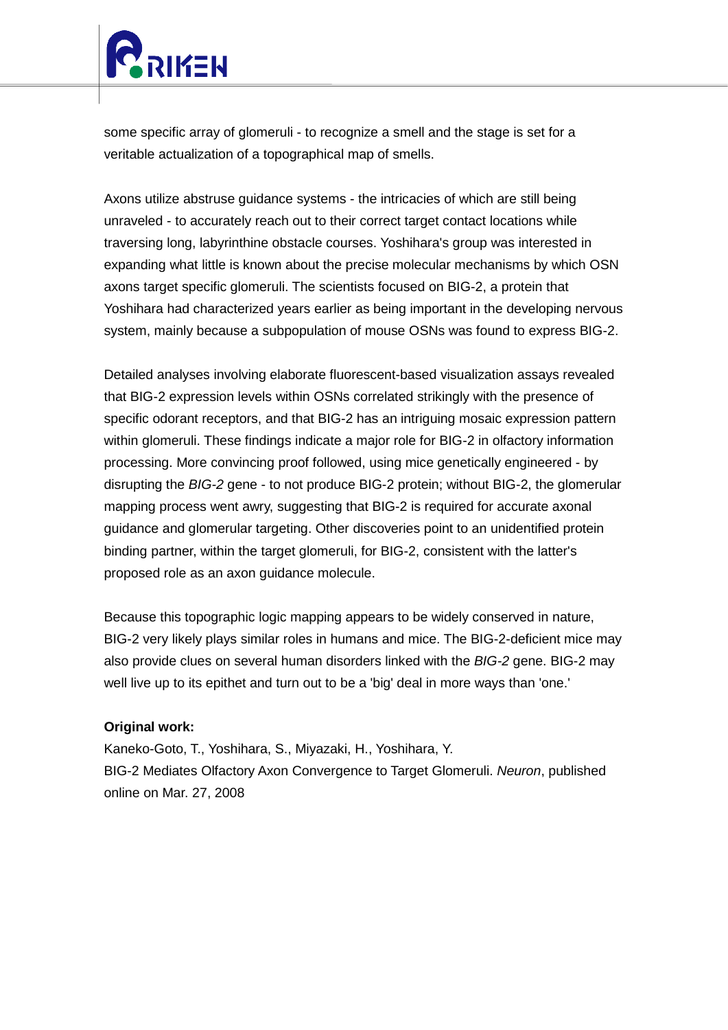some specific array of glomeruli - to recognize a smell and the stage is set for a veritable actualization of a topographical map of smells.

Axons utilize abstruse guidance systems - the intricacies of which are still being unraveled - to accurately reach out to their correct target contact locations while traversing long, labyrinthine obstacle courses. Yoshihara's group was interested in expanding what little is known about the precise molecular mechanisms by which OSN axons target specific glomeruli. The scientists focused on BIG-2, a protein that Yoshihara had characterized years earlier as being important in the developing nervous system, mainly because a subpopulation of mouse OSNs was found to express BIG-2.

Detailed analyses involving elaborate fluorescent-based visualization assays revealed that BIG-2 expression levels within OSNs correlated strikingly with the presence of specific odorant receptors, and that BIG-2 has an intriguing mosaic expression pattern within glomeruli. These findings indicate a major role for BIG-2 in olfactory information processing. More convincing proof followed, using mice genetically engineered - by disrupting the *BIG-2* gene - to not produce BIG-2 protein; without BIG-2, the glomerular mapping process went awry, suggesting that BIG-2 is required for accurate axonal guidance and glomerular targeting. Other discoveries point to an unidentified protein binding partner, within the target glomeruli, for BIG-2, consistent with the latter's proposed role as an axon guidance molecule.

Because this topographic logic mapping appears to be widely conserved in nature, BIG-2 very likely plays similar roles in humans and mice. The BIG-2-deficient mice may also provide clues on several human disorders linked with the *BIG-2* gene. BIG-2 may well live up to its epithet and turn out to be a 'big' deal in more ways than 'one.'

**Original work:**

Kaneko-Goto, T., Yoshihara, S., Miyazaki, H., Yoshihara, Y.
BIG-2 Mediates Olfactory Axon Convergence to Target Glomeruli. *Neuron*, published online on Mar. 27, 2008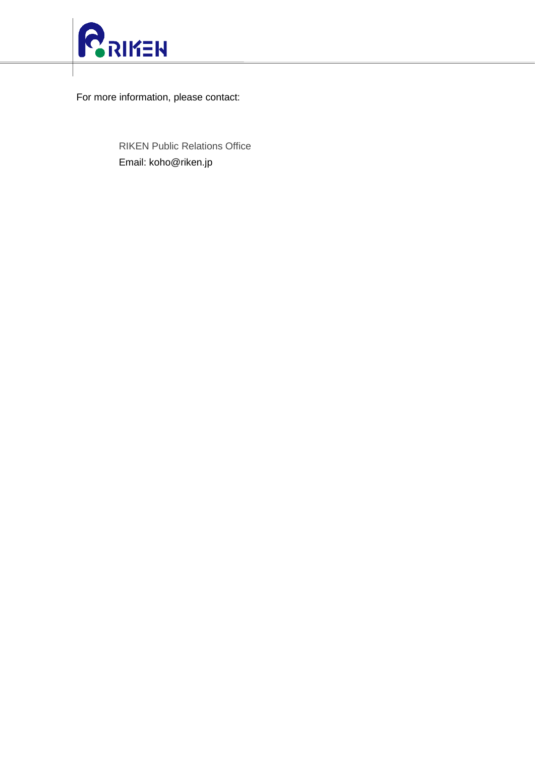For more information, please contact:

RIKEN Public Relations Office
Email: koho@riken.jp